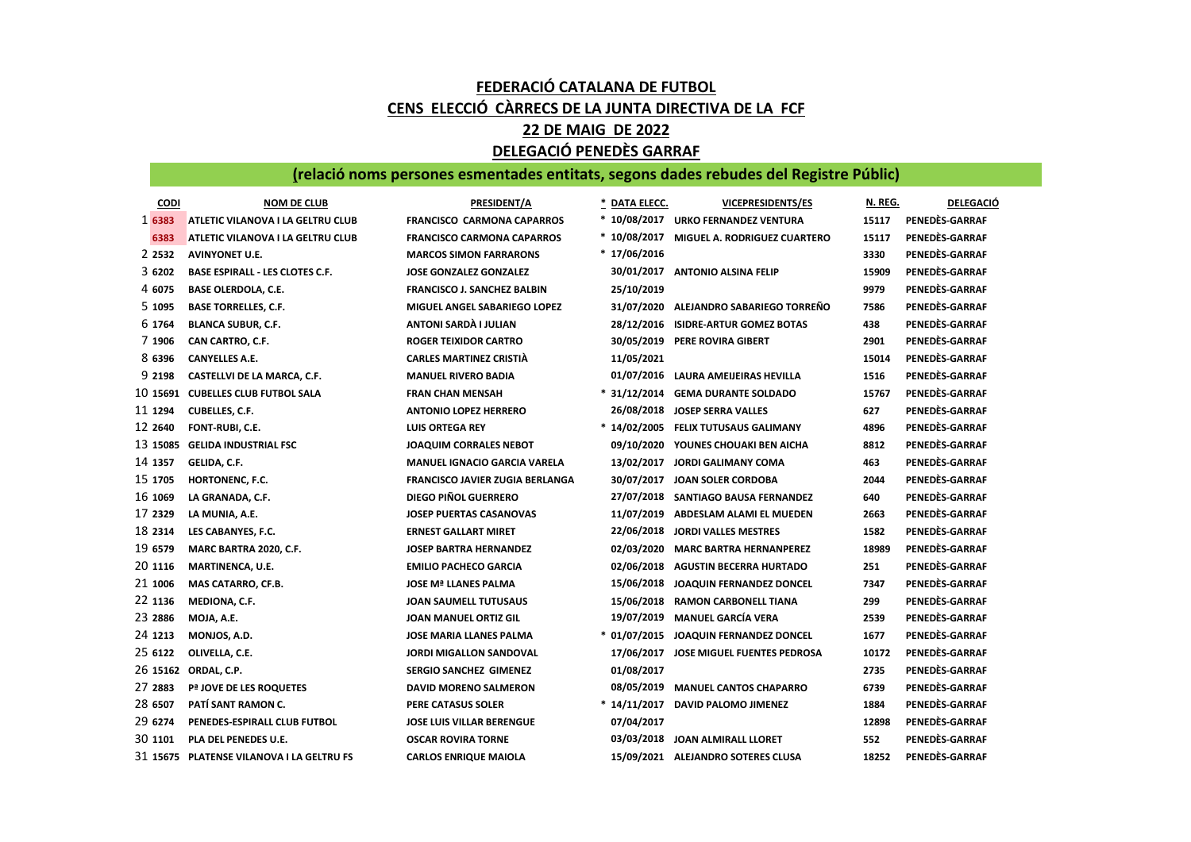# FEDERACIÓ CATALANA DE FUTBOL

## CENS ELECCIÓ CÀRRECS DE LA JUNTA DIRECTIVA DE LA FCF

## 22 DE MAIG DE 2022

## DELEGACIÓ PENEDÈS GARRAF

**(relació noms persones esmentades entitats, segons dades rebudes del Registre Públic)**

| | CODI | NOM DE CLUB | PRESIDENT/A | * | DATA ELECC. | VICEPRESIDENTS/ES | N. REG. | DELEGACIÓ |
|---|---|---|---|---|---|---|---|---|
| 1 | 6383 | ATLETIC VILANOVA I LA GELTRU CLUB | FRANCISCO CARMONA CAPARROS | * | 10/08/2017 | URKO FERNANDEZ VENTURA | 15117 | PENEDÈS-GARRAF |
| | 6383 | ATLETIC VILANOVA I LA GELTRU CLUB | FRANCISCO CARMONA CAPARROS | * | 10/08/2017 | MIGUEL A. RODRIGUEZ CUARTERO | 15117 | PENEDÈS-GARRAF |
| 2 | 2532 | AVINYONET U.E. | MARCOS SIMON FARRARONS | * | 17/06/2016 | | 3330 | PENEDÈS-GARRAF |
| 3 | 6202 | BASE ESPIRALL - LES CLOTES C.F. | JOSE GONZALEZ GONZALEZ | | 30/01/2017 | ANTONIO ALSINA FELIP | 15909 | PENEDÈS-GARRAF |
| 4 | 6075 | BASE OLERDOLA, C.E. | FRANCISCO J. SANCHEZ BALBIN | | 25/10/2019 | | 9979 | PENEDÈS-GARRAF |
| 5 | 1095 | BASE TORRELLES, C.F. | MIGUEL ANGEL SABARIEGO LOPEZ | | 31/07/2020 | ALEJANDRO SABARIEGO TORREÑO | 7586 | PENEDÈS-GARRAF |
| 6 | 1764 | BLANCA SUBUR, C.F. | ANTONI SARDÀ I JULIAN | | 28/12/2016 | ISIDRE-ARTUR GOMEZ BOTAS | 438 | PENEDÈS-GARRAF |
| 7 | 1906 | CAN CARTRO, C.F. | ROGER TEIXIDOR CARTRO | | 30/05/2019 | PERE ROVIRA GIBERT | 2901 | PENEDÈS-GARRAF |
| 8 | 6396 | CANYELLES A.E. | CARLES MARTINEZ CRISTIÀ | | 11/05/2021 | | 15014 | PENEDÈS-GARRAF |
| 9 | 2198 | CASTELLVI DE LA MARCA, C.F. | MANUEL RIVERO BADIA | | 01/07/2016 | LAURA AMEIJEIRAS HEVILLA | 1516 | PENEDÈS-GARRAF |
| 10 | 15691 | CUBELLES CLUB FUTBOL SALA | FRAN CHAN MENSAH | * | 31/12/2014 | GEMA DURANTE SOLDADO | 15767 | PENEDÈS-GARRAF |
| 11 | 1294 | CUBELLES, C.F. | ANTONIO LOPEZ HERRERO | | 26/08/2018 | JOSEP SERRA VALLES | 627 | PENEDÈS-GARRAF |
| 12 | 2640 | FONT-RUBI, C.E. | LUIS ORTEGA REY | * | 14/02/2005 | FELIX TUTUSAUS GALIMANY | 4896 | PENEDÈS-GARRAF |
| 13 | 15085 | GELIDA INDUSTRIAL FSC | JOAQUIM CORRALES NEBOT | | 09/10/2020 | YOUNES CHOUAKI BEN AICHA | 8812 | PENEDÈS-GARRAF |
| 14 | 1357 | GELIDA, C.F. | MANUEL IGNACIO GARCIA VARELA | | 13/02/2017 | JORDI GALIMANY COMA | 463 | PENEDÈS-GARRAF |
| 15 | 1705 | HORTONENC, F.C. | FRANCISCO JAVIER ZUGIA BERLANGA | | 30/07/2017 | JOAN SOLER CORDOBA | 2044 | PENEDÈS-GARRAF |
| 16 | 1069 | LA GRANADA, C.F. | DIEGO PIÑOL GUERRERO | | 27/07/2018 | SANTIAGO BAUSA FERNANDEZ | 640 | PENEDÈS-GARRAF |
| 17 | 2329 | LA MUNIA, A.E. | JOSEP PUERTAS CASANOVAS | | 11/07/2019 | ABDESLAM ALAMI EL MUEDEN | 2663 | PENEDÈS-GARRAF |
| 18 | 2314 | LES CABANYES, F.C. | ERNEST GALLART MIRET | | 22/06/2018 | JORDI VALLES MESTRES | 1582 | PENEDÈS-GARRAF |
| 19 | 6579 | MARC BARTRA 2020, C.F. | JOSEP BARTRA HERNANDEZ | | 02/03/2020 | MARC BARTRA HERNANPEREZ | 18989 | PENEDÈS-GARRAF |
| 20 | 1116 | MARTINENCA, U.E. | EMILIO PACHECO GARCIA | | 02/06/2018 | AGUSTIN BECERRA HURTADO | 251 | PENEDÈS-GARRAF |
| 21 | 1006 | MAS CATARRO, CF.B. | JOSE Mª LLANES PALMA | | 15/06/2018 | JOAQUIN FERNANDEZ DONCEL | 7347 | PENEDÈS-GARRAF |
| 22 | 1136 | MEDIONA, C.F. | JOAN SAUMELL TUTUSAUS | | 15/06/2018 | RAMON CARBONELL TIANA | 299 | PENEDÈS-GARRAF |
| 23 | 2886 | MOJA, A.E. | JOAN MANUEL ORTIZ GIL | | 19/07/2019 | MANUEL GARCÍA VERA | 2539 | PENEDÈS-GARRAF |
| 24 | 1213 | MONJOS, A.D. | JOSE MARIA LLANES PALMA | * | 01/07/2015 | JOAQUIN FERNANDEZ DONCEL | 1677 | PENEDÈS-GARRAF |
| 25 | 6122 | OLIVELLA, C.E. | JORDI MIGALLON SANDOVAL | | 17/06/2017 | JOSE MIGUEL FUENTES PEDROSA | 10172 | PENEDÈS-GARRAF |
| 26 | 15162 | ORDAL, C.P. | SERGIO SANCHEZ GIMENEZ | | 01/08/2017 | | 2735 | PENEDÈS-GARRAF |
| 27 | 2883 | Pª JOVE DE LES ROQUETES | DAVID MORENO SALMERON | | 08/05/2019 | MANUEL CANTOS CHAPARRO | 6739 | PENEDÈS-GARRAF |
| 28 | 6507 | PATÍ SANT RAMON C. | PERE CATASUS SOLER | * | 14/11/2017 | DAVID PALOMO JIMENEZ | 1884 | PENEDÈS-GARRAF |
| 29 | 6274 | PENEDES-ESPIRALL CLUB FUTBOL | JOSE LUIS VILLAR BERENGUE | | 07/04/2017 | | 12898 | PENEDÈS-GARRAF |
| 30 | 1101 | PLA DEL PENEDES U.E. | OSCAR ROVIRA TORNE | | 03/03/2018 | JOAN ALMIRALL LLORET | 552 | PENEDÈS-GARRAF |
| 31 | 15675 | PLATENSE VILANOVA I LA GELTRU FS | CARLOS ENRIQUE MAIOLA | | 15/09/2021 | ALEJANDRO SOTERES CLUSA | 18252 | PENEDÈS-GARRAF |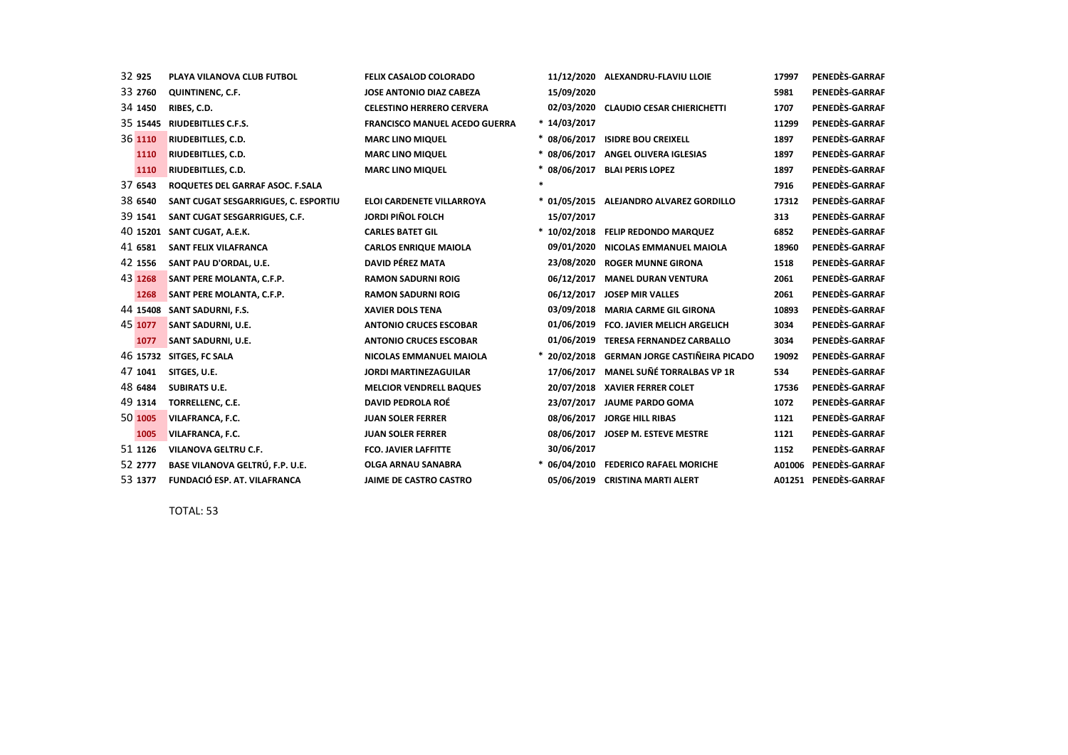| | | | | | | | | |
|---|---|---|---|---|---|---|---|---|
| 32 | 925 | PLAYA VILANOVA CLUB FUTBOL | FELIX CASALOD COLORADO | | 11/12/2020 | ALEXANDRU-FLAVIU LLOIE | 17997 | PENEDÈS-GARRAF |
| 33 | 2760 | QUINTINENC, C.F. | JOSE ANTONIO DIAZ CABEZA | | 15/09/2020 | | 5981 | PENEDÈS-GARRAF |
| 34 | 1450 | RIBES, C.D. | CELESTINO HERRERO CERVERA | | 02/03/2020 | CLAUDIO CESAR CHIERICHETTI | 1707 | PENEDÈS-GARRAF |
| 35 | 15445 | RIUDEBITLLES C.F.S. | FRANCISCO MANUEL ACEDO GUERRA | * | 14/03/2017 | | 11299 | PENEDÈS-GARRAF |
| 36 | 1110 | RIUDEBITLLES, C.D. | MARC LINO MIQUEL | * | 08/06/2017 | ISIDRE BOU CREIXELL | 1897 | PENEDÈS-GARRAF |
| | 1110 | RIUDEBITLLES, C.D. | MARC LINO MIQUEL | * | 08/06/2017 | ANGEL OLIVERA IGLESIAS | 1897 | PENEDÈS-GARRAF |
| | 1110 | RIUDEBITLLES, C.D. | MARC LINO MIQUEL | * | 08/06/2017 | BLAI PERIS LOPEZ | 1897 | PENEDÈS-GARRAF |
| 37 | 6543 | ROQUETES DEL GARRAF ASOC. F.SALA | | * | | | 7916 | PENEDÈS-GARRAF |
| 38 | 6540 | SANT CUGAT SESGARRIGUES, C. ESPORTIU | ELOI CARDENETE VILLARROYA | * | 01/05/2015 | ALEJANDRO ALVAREZ GORDILLO | 17312 | PENEDÈS-GARRAF |
| 39 | 1541 | SANT CUGAT SESGARRIGUES, C.F. | JORDI PIÑOL FOLCH | | 15/07/2017 | | 313 | PENEDÈS-GARRAF |
| 40 | 15201 | SANT CUGAT, A.E.K. | CARLES BATET GIL | * | 10/02/2018 | FELIP REDONDO MARQUEZ | 6852 | PENEDÈS-GARRAF |
| 41 | 6581 | SANT FELIX VILAFRANCA | CARLOS ENRIQUE MAIOLA | | 09/01/2020 | NICOLAS EMMANUEL MAIOLA | 18960 | PENEDÈS-GARRAF |
| 42 | 1556 | SANT PAU D'ORDAL, U.E. | DAVID PÉREZ MATA | | 23/08/2020 | ROGER MUNNE GIRONA | 1518 | PENEDÈS-GARRAF |
| 43 | 1268 | SANT PERE MOLANTA, C.F.P. | RAMON SADURNI ROIG | | 06/12/2017 | MANEL DURAN VENTURA | 2061 | PENEDÈS-GARRAF |
| | 1268 | SANT PERE MOLANTA, C.F.P. | RAMON SADURNI ROIG | | 06/12/2017 | JOSEP MIR VALLES | 2061 | PENEDÈS-GARRAF |
| 44 | 15408 | SANT SADURNI, F.S. | XAVIER DOLS TENA | | 03/09/2018 | MARIA CARME GIL GIRONA | 10893 | PENEDÈS-GARRAF |
| 45 | 1077 | SANT SADURNI, U.E. | ANTONIO CRUCES ESCOBAR | | 01/06/2019 | FCO. JAVIER MELICH ARGELICH | 3034 | PENEDÈS-GARRAF |
| | 1077 | SANT SADURNI, U.E. | ANTONIO CRUCES ESCOBAR | | 01/06/2019 | TERESA FERNANDEZ CARBALLO | 3034 | PENEDÈS-GARRAF |
| 46 | 15732 | SITGES, FC SALA | NICOLAS EMMANUEL MAIOLA | * | 20/02/2018 | GERMAN JORGE CASTIÑEIRA PICADO | 19092 | PENEDÈS-GARRAF |
| 47 | 1041 | SITGES, U.E. | JORDI MARTINEZAGUILAR | | 17/06/2017 | MANEL SUÑÉ TORRALBAS VP 1R | 534 | PENEDÈS-GARRAF |
| 48 | 6484 | SUBIRATS U.E. | MELCIOR VENDRELL BAQUES | | 20/07/2018 | XAVIER FERRER COLET | 17536 | PENEDÈS-GARRAF |
| 49 | 1314 | TORRELLENC, C.E. | DAVID PEDROLA ROÉ | | 23/07/2017 | JAUME PARDO GOMA | 1072 | PENEDÈS-GARRAF |
| 50 | 1005 | VILAFRANCA, F.C. | JUAN SOLER FERRER | | 08/06/2017 | JORGE HILL RIBAS | 1121 | PENEDÈS-GARRAF |
| | 1005 | VILAFRANCA, F.C. | JUAN SOLER FERRER | | 08/06/2017 | JOSEP M. ESTEVE MESTRE | 1121 | PENEDÈS-GARRAF |
| 51 | 1126 | VILANOVA GELTRU C.F. | FCO. JAVIER LAFFITTE | | 30/06/2017 | | 1152 | PENEDÈS-GARRAF |
| 52 | 2777 | BASE VILANOVA GELTRÚ, F.P. U.E. | OLGA ARNAU SANABRA | * | 06/04/2010 | FEDERICO RAFAEL MORICHE | A01006 | PENEDÈS-GARRAF |
| 53 | 1377 | FUNDACIÓ ESP. AT. VILAFRANCA | JAIME DE CASTRO CASTRO | | 05/06/2019 | CRISTINA MARTI ALERT | A01251 | PENEDÈS-GARRAF |

TOTAL: 53